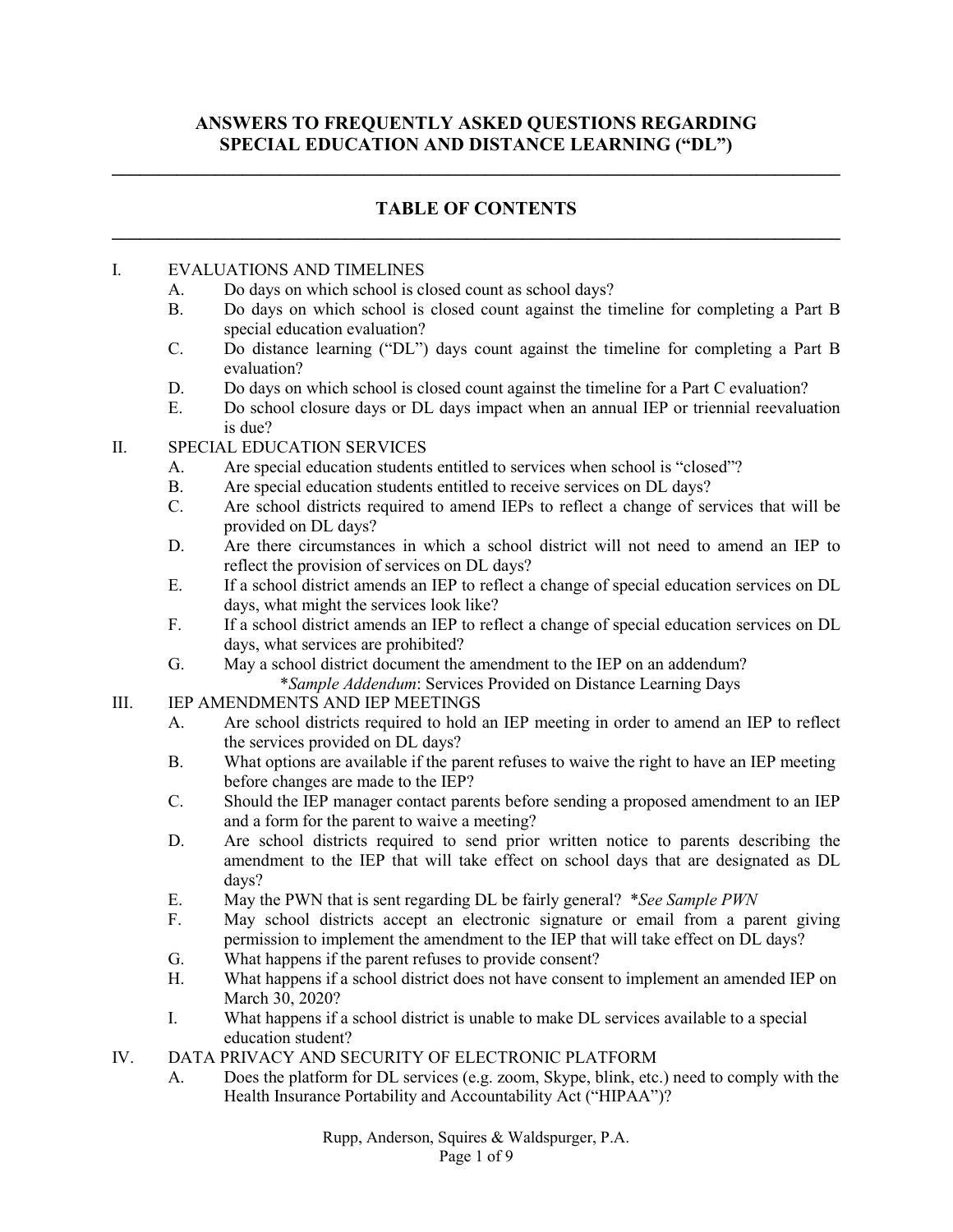# ANSWERS TO FREQUENTLY ASKED QUESTIONS REGARDING SPECIAL EDUCATION AND DISTANCE LEARNING ("DL")

## TABLE OF CONTENTS

I. EVALUATIONS AND TIMELINES
   - A. Do days on which school is closed count as school days?
   - B. Do days on which school is closed count against the timeline for completing a Part B special education evaluation?
   - C. Do distance learning ("DL") days count against the timeline for completing a Part B evaluation?
   - D. Do days on which school is closed count against the timeline for a Part C evaluation?
   - E. Do school closure days or DL days impact when an annual IEP or triennial reevaluation is due?

II. SPECIAL EDUCATION SERVICES
   - A. Are special education students entitled to services when school is "closed"?
   - B. Are special education students entitled to receive services on DL days?
   - C. Are school districts required to amend IEPs to reflect a change of services that will be provided on DL days?
   - D. Are there circumstances in which a school district will not need to amend an IEP to reflect the provision of services on DL days?
   - E. If a school district amends an IEP to reflect a change of special education services on DL days, what might the services look like?
   - F. If a school district amends an IEP to reflect a change of special education services on DL days, what services are prohibited?
   - G. May a school district document the amendment to the IEP on an addendum?
     - \**Sample Addendum*: Services Provided on Distance Learning Days

III. IEP AMENDMENTS AND IEP MEETINGS
   - A. Are school districts required to hold an IEP meeting in order to amend an IEP to reflect the services provided on DL days?
   - B. What options are available if the parent refuses to waive the right to have an IEP meeting before changes are made to the IEP?
   - C. Should the IEP manager contact parents before sending a proposed amendment to an IEP and a form for the parent to waive a meeting?
   - D. Are school districts required to send prior written notice to parents describing the amendment to the IEP that will take effect on school days that are designated as DL days?
   - E. May the PWN that is sent regarding DL be fairly general? \**See Sample PWN*
   - F. May school districts accept an electronic signature or email from a parent giving permission to implement the amendment to the IEP that will take effect on DL days?
   - G. What happens if the parent refuses to provide consent?
   - H. What happens if a school district does not have consent to implement an amended IEP on March 30, 2020?
   - I. What happens if a school district is unable to make DL services available to a special education student?

IV. DATA PRIVACY AND SECURITY OF ELECTRONIC PLATFORM
   - A. Does the platform for DL services (e.g. zoom, Skype, blink, etc.) need to comply with the Health Insurance Portability and Accountability Act ("HIPAA")?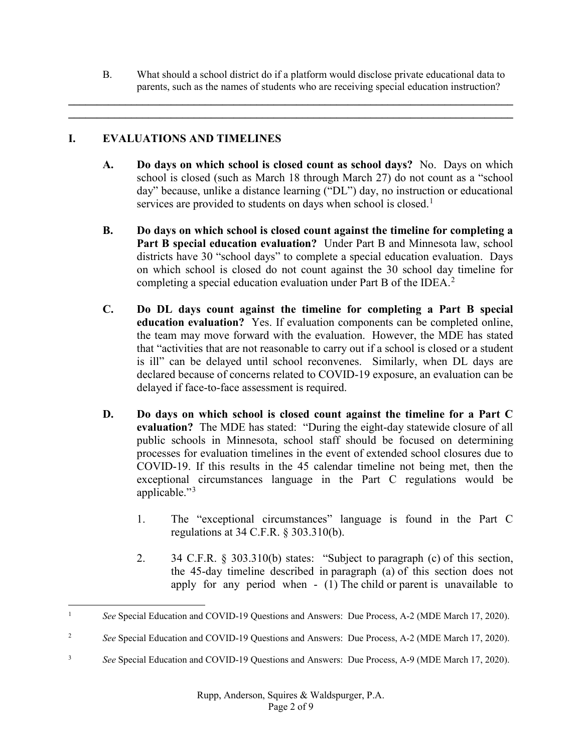B. What should a school district do if a platform would disclose private educational data to parents, such as the names of students who are receiving special education instruction?

---

## I. EVALUATIONS AND TIMELINES

**A. Do days on which school is closed count as school days?** No. Days on which school is closed (such as March 18 through March 27) do not count as a "school day" because, unlike a distance learning ("DL") day, no instruction or educational services are provided to students on days when school is closed.[1]

**B. Do days on which school is closed count against the timeline for completing a Part B special education evaluation?** Under Part B and Minnesota law, school districts have 30 "school days" to complete a special education evaluation. Days on which school is closed do not count against the 30 school day timeline for completing a special education evaluation under Part B of the IDEA.[2]

**C. Do DL days count against the timeline for completing a Part B special education evaluation?** Yes. If evaluation components can be completed online, the team may move forward with the evaluation. However, the MDE has stated that "activities that are not reasonable to carry out if a school is closed or a student is ill" can be delayed until school reconvenes. Similarly, when DL days are declared because of concerns related to COVID-19 exposure, an evaluation can be delayed if face-to-face assessment is required.

**D. Do days on which school is closed count against the timeline for a Part C evaluation?** The MDE has stated: "During the eight-day statewide closure of all public schools in Minnesota, school staff should be focused on determining processes for evaluation timelines in the event of extended school closures due to COVID-19. If this results in the 45 calendar timeline not being met, then the exceptional circumstances language in the Part C regulations would be applicable."[3]

1. The "exceptional circumstances" language is found in the Part C regulations at 34 C.F.R. § 303.310(b).

2. 34 C.F.R. § 303.310(b) states: "Subject to paragraph (c) of this section, the 45-day timeline described in paragraph (a) of this section does not apply for any period when - (1) The child or parent is unavailable to

---

[1] *See* Special Education and COVID-19 Questions and Answers: Due Process, A-2 (MDE March 17, 2020).

[2] *See* Special Education and COVID-19 Questions and Answers: Due Process, A-2 (MDE March 17, 2020).

[3] *See* Special Education and COVID-19 Questions and Answers: Due Process, A-9 (MDE March 17, 2020).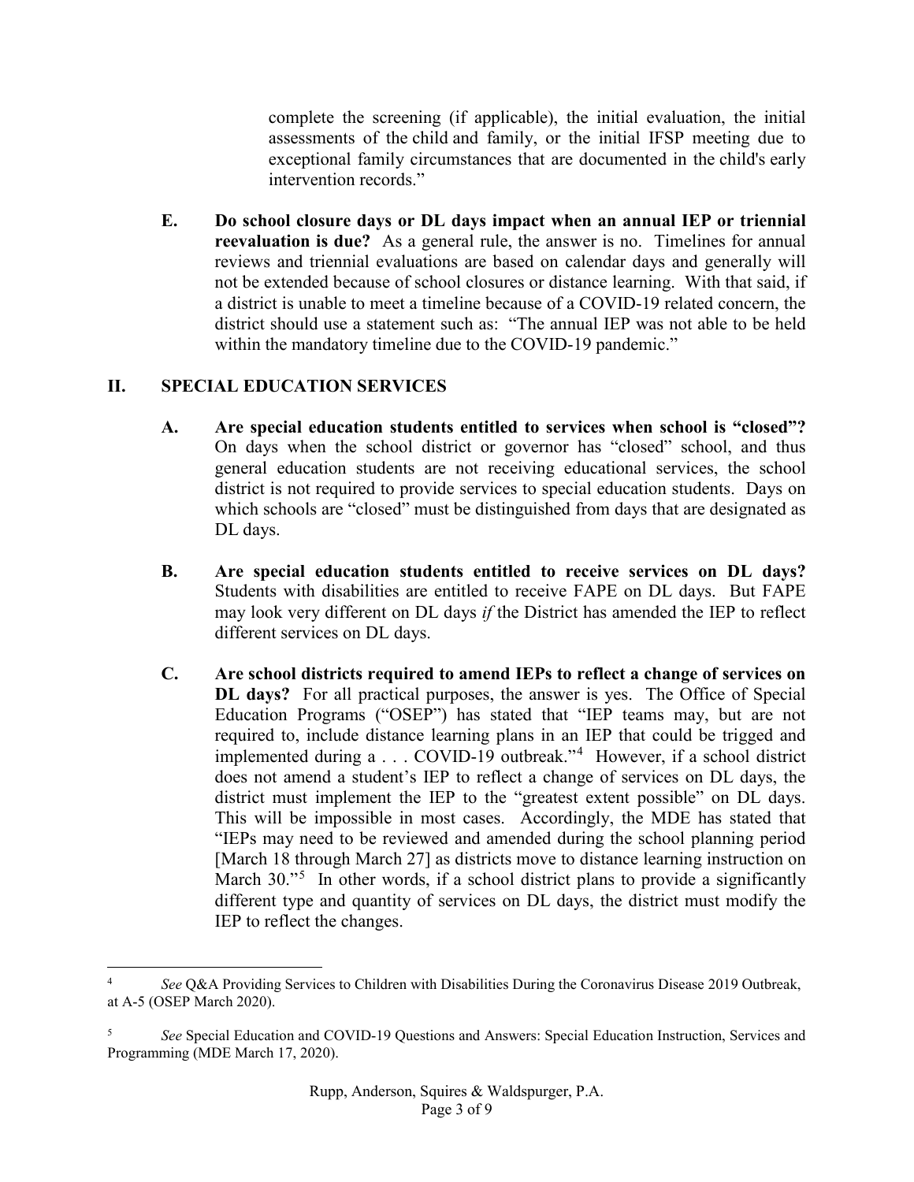complete the screening (if applicable), the initial evaluation, the initial assessments of the child and family, or the initial IFSP meeting due to exceptional family circumstances that are documented in the child's early intervention records."

**E. Do school closure days or DL days impact when an annual IEP or triennial reevaluation is due?** As a general rule, the answer is no. Timelines for annual reviews and triennial evaluations are based on calendar days and generally will not be extended because of school closures or distance learning. With that said, if a district is unable to meet a timeline because of a COVID-19 related concern, the district should use a statement such as: "The annual IEP was not able to be held within the mandatory timeline due to the COVID-19 pandemic."

## II. SPECIAL EDUCATION SERVICES

**A. Are special education students entitled to services when school is "closed"?** On days when the school district or governor has "closed" school, and thus general education students are not receiving educational services, the school district is not required to provide services to special education students. Days on which schools are "closed" must be distinguished from days that are designated as DL days.

**B. Are special education students entitled to receive services on DL days?** Students with disabilities are entitled to receive FAPE on DL days. But FAPE may look very different on DL days *if* the District has amended the IEP to reflect different services on DL days.

**C. Are school districts required to amend IEPs to reflect a change of services on DL days?** For all practical purposes, the answer is yes. The Office of Special Education Programs ("OSEP") has stated that "IEP teams may, but are not required to, include distance learning plans in an IEP that could be trigged and implemented during a . . . COVID-19 outbreak."[4] However, if a school district does not amend a student's IEP to reflect a change of services on DL days, the district must implement the IEP to the "greatest extent possible" on DL days. This will be impossible in most cases. Accordingly, the MDE has stated that "IEPs may need to be reviewed and amended during the school planning period [March 18 through March 27] as districts move to distance learning instruction on March 30."[5] In other words, if a school district plans to provide a significantly different type and quantity of services on DL days, the district must modify the IEP to reflect the changes.

---

[4] *See* Q&A Providing Services to Children with Disabilities During the Coronavirus Disease 2019 Outbreak, at A-5 (OSEP March 2020).

[5] *See* Special Education and COVID-19 Questions and Answers: Special Education Instruction, Services and Programming (MDE March 17, 2020).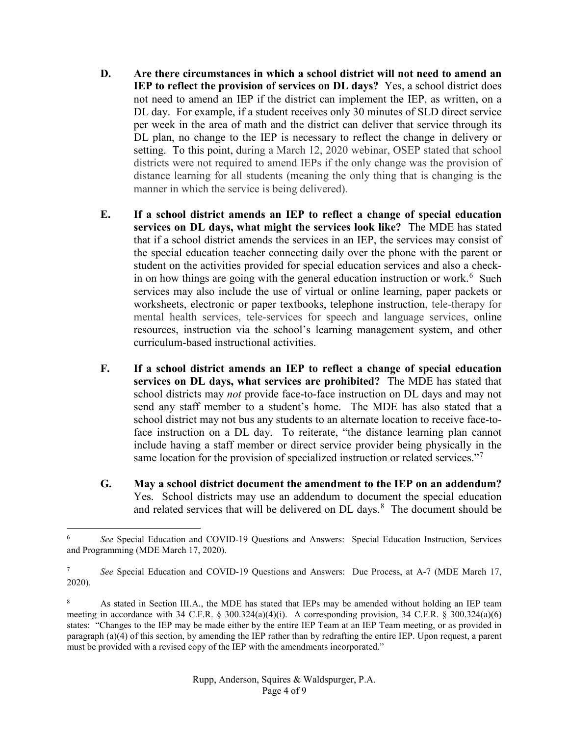D. **Are there circumstances in which a school district will not need to amend an IEP to reflect the provision of services on DL days?** Yes, a school district does not need to amend an IEP if the district can implement the IEP, as written, on a DL day. For example, if a student receives only 30 minutes of SLD direct service per week in the area of math and the district can deliver that service through its DL plan, no change to the IEP is necessary to reflect the change in delivery or setting. To this point, during a March 12, 2020 webinar, OSEP stated that school districts were not required to amend IEPs if the only change was the provision of distance learning for all students (meaning the only thing that is changing is the manner in which the service is being delivered).

E. **If a school district amends an IEP to reflect a change of special education services on DL days, what might the services look like?** The MDE has stated that if a school district amends the services in an IEP, the services may consist of the special education teacher connecting daily over the phone with the parent or student on the activities provided for special education services and also a check-in on how things are going with the general education instruction or work.[6] Such services may also include the use of virtual or online learning, paper packets or worksheets, electronic or paper textbooks, telephone instruction, tele-therapy for mental health services, tele-services for speech and language services, online resources, instruction via the school's learning management system, and other curriculum-based instructional activities.

F. **If a school district amends an IEP to reflect a change of special education services on DL days, what services are prohibited?** The MDE has stated that school districts may *not* provide face-to-face instruction on DL days and may not send any staff member to a student's home. The MDE has also stated that a school district may not bus any students to an alternate location to receive face-to-face instruction on a DL day. To reiterate, "the distance learning plan cannot include having a staff member or direct service provider being physically in the same location for the provision of specialized instruction or related services."[7]

G. **May a school district document the amendment to the IEP on an addendum?** Yes. School districts may use an addendum to document the special education and related services that will be delivered on DL days.[8] The document should be

---

[6] *See* Special Education and COVID-19 Questions and Answers: Special Education Instruction, Services and Programming (MDE March 17, 2020).

[7] *See* Special Education and COVID-19 Questions and Answers: Due Process, at A-7 (MDE March 17, 2020).

[8] As stated in Section III.A., the MDE has stated that IEPs may be amended without holding an IEP team meeting in accordance with 34 C.F.R. § 300.324(a)(4)(i). A corresponding provision, 34 C.F.R. § 300.324(a)(6) states: "Changes to the IEP may be made either by the entire IEP Team at an IEP Team meeting, or as provided in paragraph (a)(4) of this section, by amending the IEP rather than by redrafting the entire IEP. Upon request, a parent must be provided with a revised copy of the IEP with the amendments incorporated."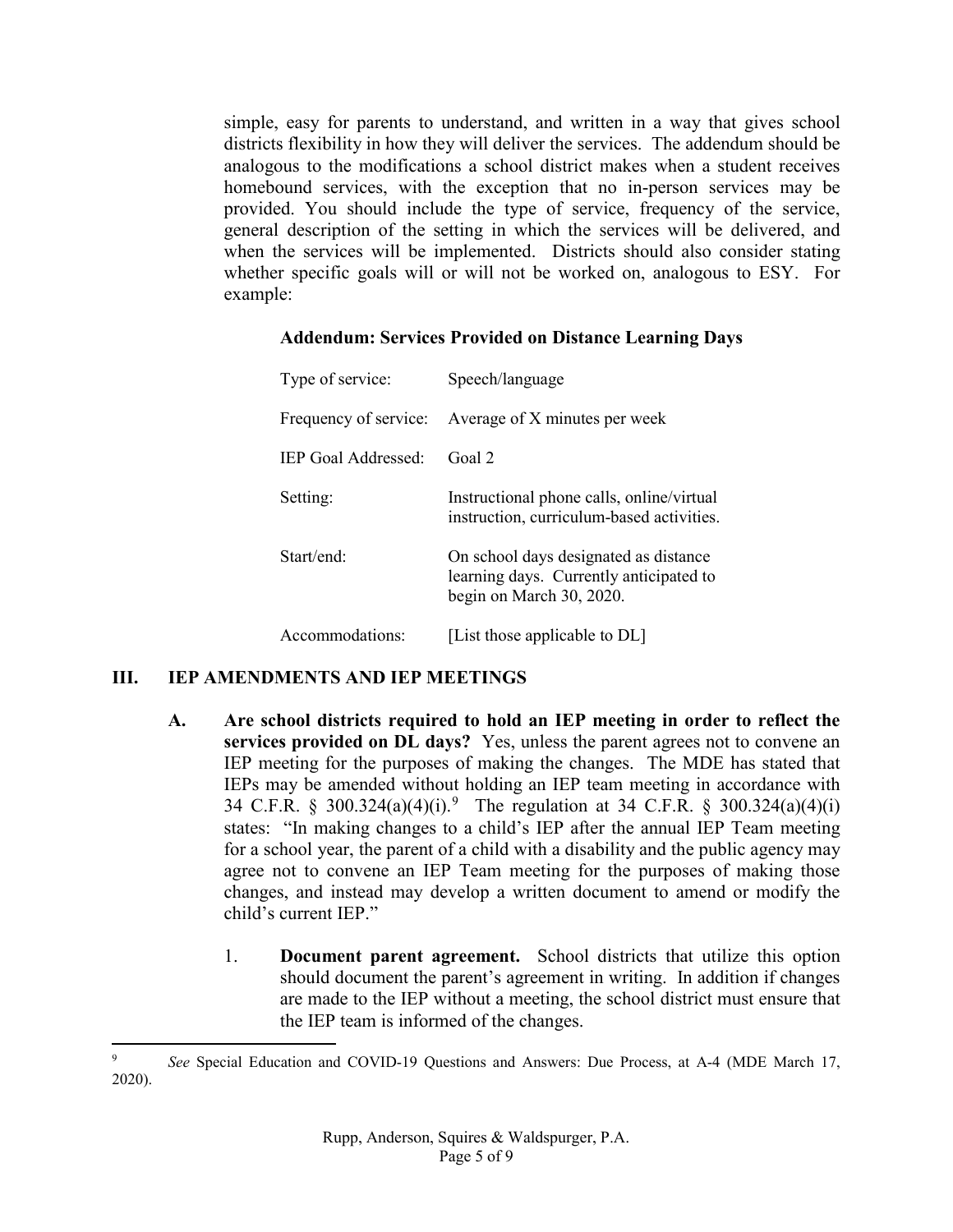simple, easy for parents to understand, and written in a way that gives school districts flexibility in how they will deliver the services. The addendum should be analogous to the modifications a school district makes when a student receives homebound services, with the exception that no in-person services may be provided. You should include the type of service, frequency of the service, general description of the setting in which the services will be delivered, and when the services will be implemented. Districts should also consider stating whether specific goals will or will not be worked on, analogous to ESY. For example:

**Addendum: Services Provided on Distance Learning Days**

| | |
|---|---|
| Type of service: | Speech/language |
| Frequency of service: | Average of X minutes per week |
| IEP Goal Addressed: | Goal 2 |
| Setting: | Instructional phone calls, online/virtual instruction, curriculum-based activities. |
| Start/end: | On school days designated as distance learning days. Currently anticipated to begin on March 30, 2020. |
| Accommodations: | [List those applicable to DL] |

## III. IEP AMENDMENTS AND IEP MEETINGS

**A. Are school districts required to hold an IEP meeting in order to reflect the services provided on DL days?** Yes, unless the parent agrees not to convene an IEP meeting for the purposes of making the changes. The MDE has stated that IEPs may be amended without holding an IEP team meeting in accordance with 34 C.F.R. § 300.324(a)(4)(i).[9] The regulation at 34 C.F.R. § 300.324(a)(4)(i) states: "In making changes to a child's IEP after the annual IEP Team meeting for a school year, the parent of a child with a disability and the public agency may agree not to convene an IEP Team meeting for the purposes of making those changes, and instead may develop a written document to amend or modify the child's current IEP."

1. **Document parent agreement.** School districts that utilize this option should document the parent's agreement in writing. In addition if changes are made to the IEP without a meeting, the school district must ensure that the IEP team is informed of the changes.

---

[9] *See* Special Education and COVID-19 Questions and Answers: Due Process, at A-4 (MDE March 17, 2020).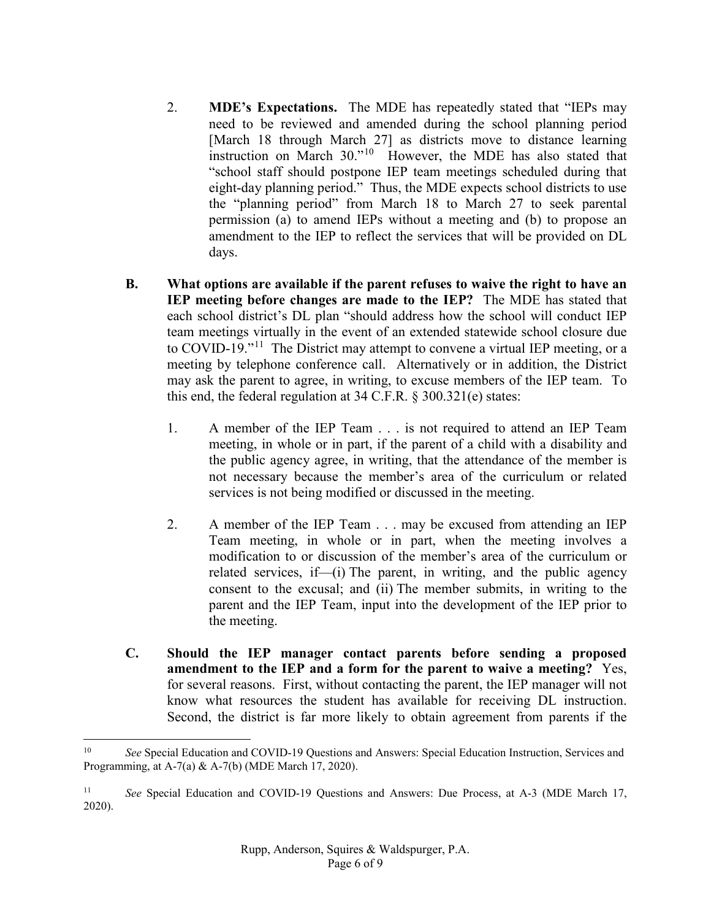2. **MDE's Expectations.** The MDE has repeatedly stated that "IEPs may need to be reviewed and amended during the school planning period [March 18 through March 27] as districts move to distance learning instruction on March 30."[10] However, the MDE has also stated that "school staff should postpone IEP team meetings scheduled during that eight-day planning period." Thus, the MDE expects school districts to use the "planning period" from March 18 to March 27 to seek parental permission (a) to amend IEPs without a meeting and (b) to propose an amendment to the IEP to reflect the services that will be provided on DL days.

**B. What options are available if the parent refuses to waive the right to have an IEP meeting before changes are made to the IEP?** The MDE has stated that each school district's DL plan "should address how the school will conduct IEP team meetings virtually in the event of an extended statewide school closure due to COVID-19."[11] The District may attempt to convene a virtual IEP meeting, or a meeting by telephone conference call. Alternatively or in addition, the District may ask the parent to agree, in writing, to excuse members of the IEP team. To this end, the federal regulation at 34 C.F.R. § 300.321(e) states:

> 1. A member of the IEP Team . . . is not required to attend an IEP Team meeting, in whole or in part, if the parent of a child with a disability and the public agency agree, in writing, that the attendance of the member is not necessary because the member's area of the curriculum or related services is not being modified or discussed in the meeting.
>
> 2. A member of the IEP Team . . . may be excused from attending an IEP Team meeting, in whole or in part, when the meeting involves a modification to or discussion of the member's area of the curriculum or related services, if—(i) The parent, in writing, and the public agency consent to the excusal; and (ii) The member submits, in writing to the parent and the IEP Team, input into the development of the IEP prior to the meeting.

**C. Should the IEP manager contact parents before sending a proposed amendment to the IEP and a form for the parent to waive a meeting?** Yes, for several reasons. First, without contacting the parent, the IEP manager will not know what resources the student has available for receiving DL instruction. Second, the district is far more likely to obtain agreement from parents if the

---

[10] *See* Special Education and COVID-19 Questions and Answers: Special Education Instruction, Services and Programming, at A-7(a) & A-7(b) (MDE March 17, 2020).

[11] *See* Special Education and COVID-19 Questions and Answers: Due Process, at A-3 (MDE March 17, 2020).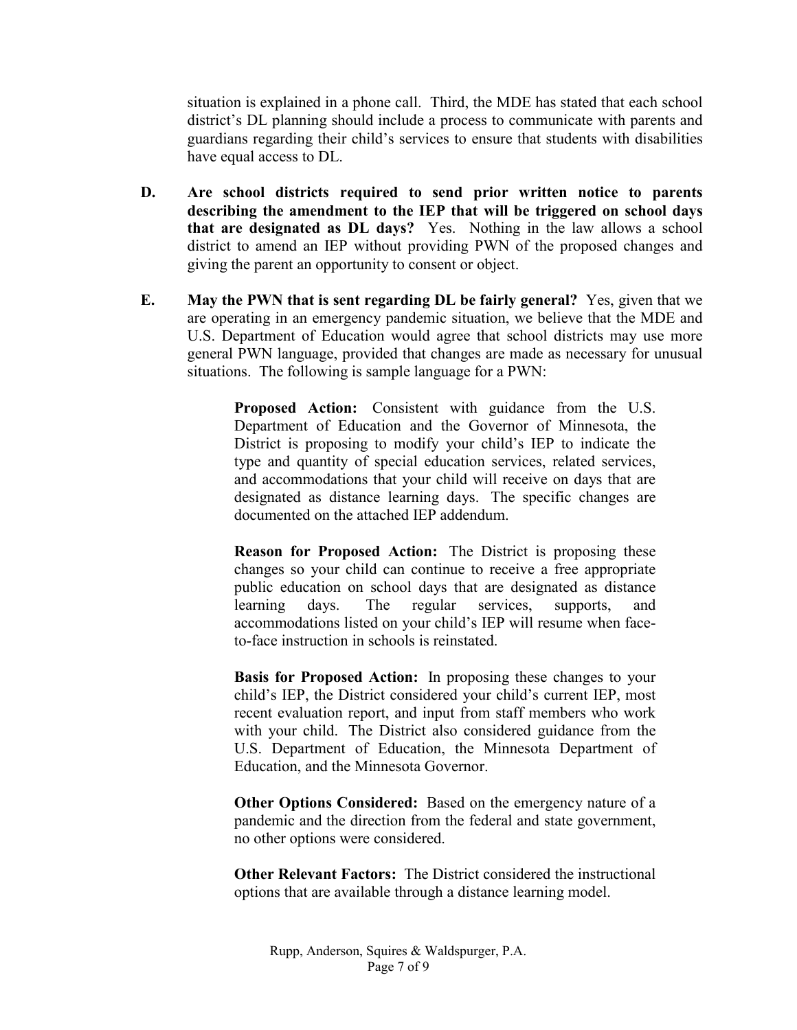situation is explained in a phone call. Third, the MDE has stated that each school district's DL planning should include a process to communicate with parents and guardians regarding their child's services to ensure that students with disabilities have equal access to DL.

**D. Are school districts required to send prior written notice to parents describing the amendment to the IEP that will be triggered on school days that are designated as DL days?** Yes. Nothing in the law allows a school district to amend an IEP without providing PWN of the proposed changes and giving the parent an opportunity to consent or object.

**E. May the PWN that is sent regarding DL be fairly general?** Yes, given that we are operating in an emergency pandemic situation, we believe that the MDE and U.S. Department of Education would agree that school districts may use more general PWN language, provided that changes are made as necessary for unusual situations. The following is sample language for a PWN:

> **Proposed Action:** Consistent with guidance from the U.S. Department of Education and the Governor of Minnesota, the District is proposing to modify your child's IEP to indicate the type and quantity of special education services, related services, and accommodations that your child will receive on days that are designated as distance learning days. The specific changes are documented on the attached IEP addendum.
>
> **Reason for Proposed Action:** The District is proposing these changes so your child can continue to receive a free appropriate public education on school days that are designated as distance learning days. The regular services, supports, and accommodations listed on your child's IEP will resume when face-to-face instruction in schools is reinstated.
>
> **Basis for Proposed Action:** In proposing these changes to your child's IEP, the District considered your child's current IEP, most recent evaluation report, and input from staff members who work with your child. The District also considered guidance from the U.S. Department of Education, the Minnesota Department of Education, and the Minnesota Governor.
>
> **Other Options Considered:** Based on the emergency nature of a pandemic and the direction from the federal and state government, no other options were considered.
>
> **Other Relevant Factors:** The District considered the instructional options that are available through a distance learning model.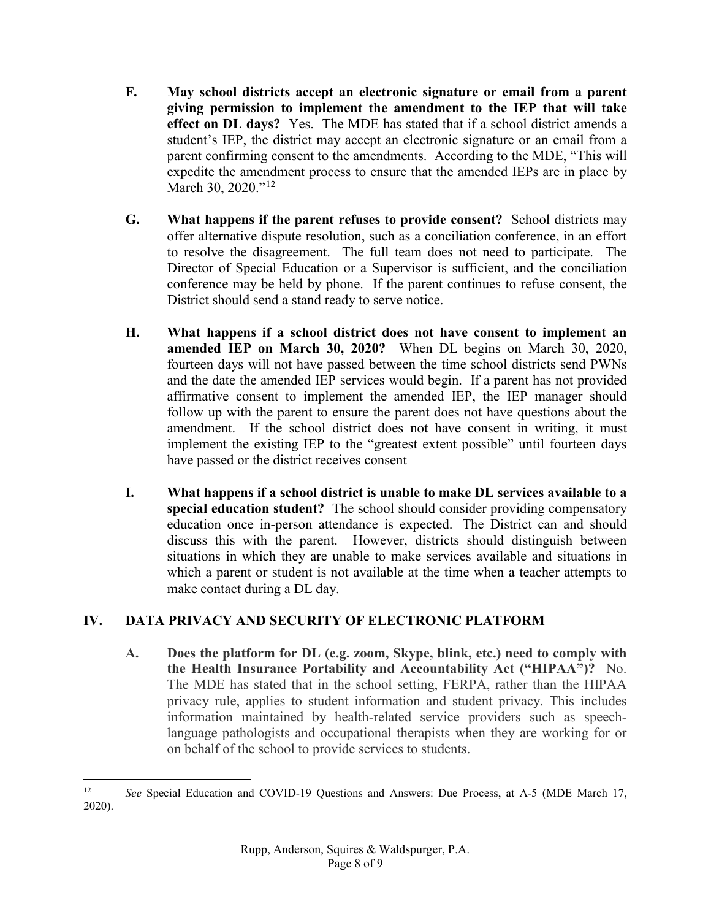**F. May school districts accept an electronic signature or email from a parent giving permission to implement the amendment to the IEP that will take effect on DL days?** Yes. The MDE has stated that if a school district amends a student's IEP, the district may accept an electronic signature or an email from a parent confirming consent to the amendments. According to the MDE, "This will expedite the amendment process to ensure that the amended IEPs are in place by March 30, 2020."[12]

**G. What happens if the parent refuses to provide consent?** School districts may offer alternative dispute resolution, such as a conciliation conference, in an effort to resolve the disagreement. The full team does not need to participate. The Director of Special Education or a Supervisor is sufficient, and the conciliation conference may be held by phone. If the parent continues to refuse consent, the District should send a stand ready to serve notice.

**H. What happens if a school district does not have consent to implement an amended IEP on March 30, 2020?** When DL begins on March 30, 2020, fourteen days will not have passed between the time school districts send PWNs and the date the amended IEP services would begin. If a parent has not provided affirmative consent to implement the amended IEP, the IEP manager should follow up with the parent to ensure the parent does not have questions about the amendment. If the school district does not have consent in writing, it must implement the existing IEP to the "greatest extent possible" until fourteen days have passed or the district receives consent

**I. What happens if a school district is unable to make DL services available to a special education student?** The school should consider providing compensatory education once in-person attendance is expected. The District can and should discuss this with the parent. However, districts should distinguish between situations in which they are unable to make services available and situations in which a parent or student is not available at the time when a teacher attempts to make contact during a DL day.

## IV. DATA PRIVACY AND SECURITY OF ELECTRONIC PLATFORM

**A. Does the platform for DL (e.g. zoom, Skype, blink, etc.) need to comply with the Health Insurance Portability and Accountability Act ("HIPAA")?** No. The MDE has stated that in the school setting, FERPA, rather than the HIPAA privacy rule, applies to student information and student privacy. This includes information maintained by health-related service providers such as speech-language pathologists and occupational therapists when they are working for or on behalf of the school to provide services to students.

---

[12] *See* Special Education and COVID-19 Questions and Answers: Due Process, at A-5 (MDE March 17, 2020).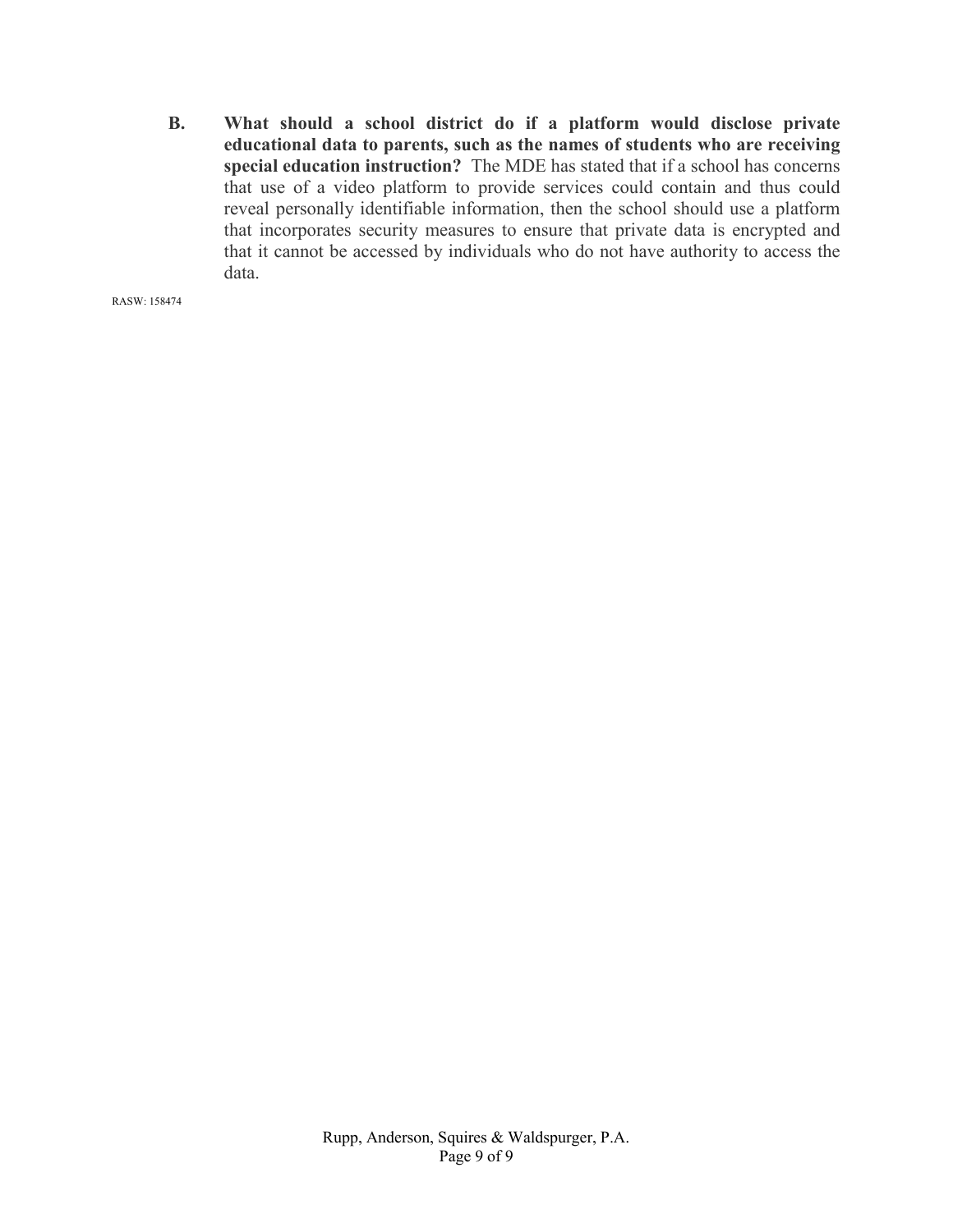B. **What should a school district do if a platform would disclose private educational data to parents, such as the names of students who are receiving special education instruction?** The MDE has stated that if a school has concerns that use of a video platform to provide services could contain and thus could reveal personally identifiable information, then the school should use a platform that incorporates security measures to ensure that private data is encrypted and that it cannot be accessed by individuals who do not have authority to access the data.

RASW: 158474